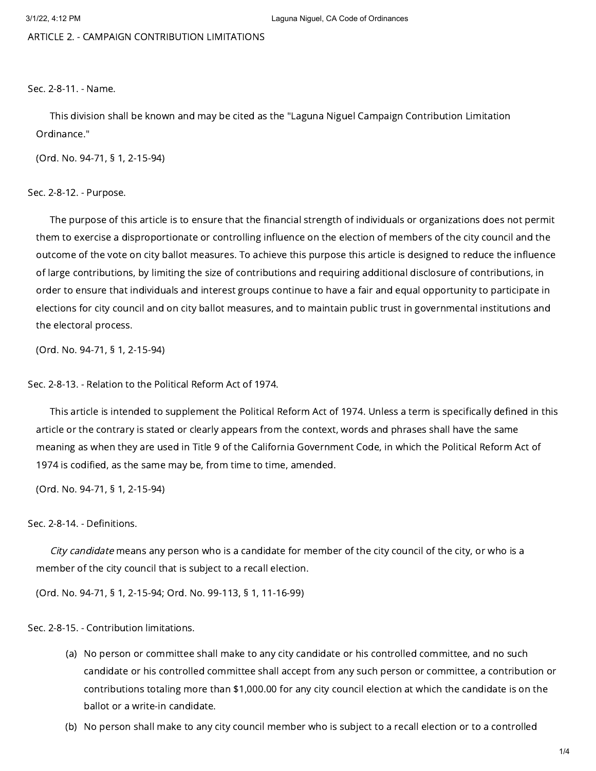# ARTICLE 2. - CAMPAIGN CONTRIBUTION LIMITATIONS

## Sec. 2-8-11. - Name.

This division shall be known and may be cited as the "Laguna Niguel Campaign Contribution Limitation Ordinance."

(Ord. No. 94-71, § 1, 2-15-94)

## Sec. 2-8-12. - Purpose.

The purpose of this article is to ensure that the financial strength of individuals or organizations does not permit them to exercise a disproportionate or controlling influence on the election of members of the city council and the outcome of the vote on city ballot measures. To achieve this purpose this article is designed to reduce the influence of large contributions, by limiting the size of contributions and requiring additional disclosure of contributions, in order to ensure that individuals and interest groups continue to have a fair and equal opportunity to participate in elections for city council and on city ballot measures, and to maintain public trust in governmental institutions and the electoral process.

(Ord. No. 94-71, § 1, 2-15-94)

## Sec. 2-8-13. - Relation to the Political Reform Act of 1974.

This article is intended to supplement the Political Reform Act of 1974. Unless a term is specifically defined in this article or the contrary is stated or clearly appears from the context, words and phrases shall have the same meaning as when they are used in Title 9 of the California Government Code, in which the Political Reform Act of 1974 is codified, as the same may be, from time to time, amended.

(Ord. No. 94-71, § 1, 2-15-94)

## Sec. 2-8-14. - Definitions.

*City candidate* means any person who is a candidate for member of the city council of the city, or who is a member of the city council that is subject to a recall election.

(Ord. No. 94-71, § 1, 2-15-94; Ord. No. 99-113, § 1, 11-16-99)

## Sec. 2-8-15. - Contribution limitations.

(a) No person or committee shall make to any city candidate or his controlled committee, and no such candidate or his controlled committee shall accept from any such person or committee, a contribution or contributions totaling more than $1,000.00 for any city council election at which the candidate is on the ballot or a write-in candidate.

(b) No person shall make to any city council member who is subject to a recall election or to a controlled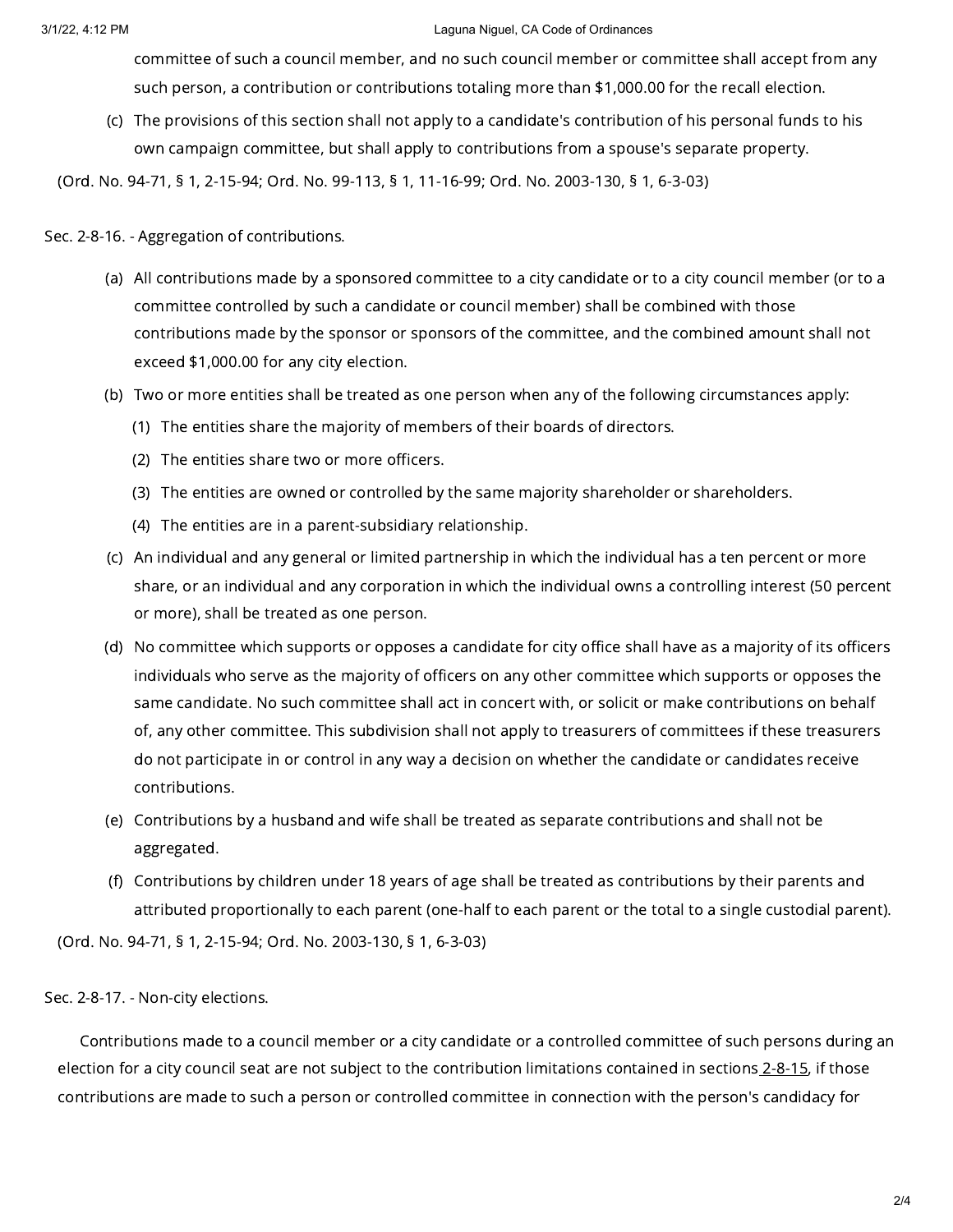committee of such a council member, and no such council member or committee shall accept from any such person, a contribution or contributions totaling more than $1,000.00 for the recall election.

(c) The provisions of this section shall not apply to a candidate's contribution of his personal funds to his own campaign committee, but shall apply to contributions from a spouse's separate property.

(Ord. No. 94-71, § 1, 2-15-94; Ord. No. 99-113, § 1, 11-16-99; Ord. No. 2003-130, § 1, 6-3-03)

Sec. 2-8-16. - Aggregation of contributions.

(a) All contributions made by a sponsored committee to a city candidate or to a city council member (or to a committee controlled by such a candidate or council member) shall be combined with those contributions made by the sponsor or sponsors of the committee, and the combined amount shall not exceed $1,000.00 for any city election.

(b) Two or more entities shall be treated as one person when any of the following circumstances apply:

(1) The entities share the majority of members of their boards of directors.

(2) The entities share two or more officers.

(3) The entities are owned or controlled by the same majority shareholder or shareholders.

(4) The entities are in a parent-subsidiary relationship.

(c) An individual and any general or limited partnership in which the individual has a ten percent or more share, or an individual and any corporation in which the individual owns a controlling interest (50 percent or more), shall be treated as one person.

(d) No committee which supports or opposes a candidate for city office shall have as a majority of its officers individuals who serve as the majority of officers on any other committee which supports or opposes the same candidate. No such committee shall act in concert with, or solicit or make contributions on behalf of, any other committee. This subdivision shall not apply to treasurers of committees if these treasurers do not participate in or control in any way a decision on whether the candidate or candidates receive contributions.

(e) Contributions by a husband and wife shall be treated as separate contributions and shall not be aggregated.

(f) Contributions by children under 18 years of age shall be treated as contributions by their parents and attributed proportionally to each parent (one-half to each parent or the total to a single custodial parent).

(Ord. No. 94-71, § 1, 2-15-94; Ord. No. 2003-130, § 1, 6-3-03)

Sec. 2-8-17. - Non-city elections.

Contributions made to a council member or a city candidate or a controlled committee of such persons during an election for a city council seat are not subject to the contribution limitations contained in sections 2-8-15, if those contributions are made to such a person or controlled committee in connection with the person's candidacy for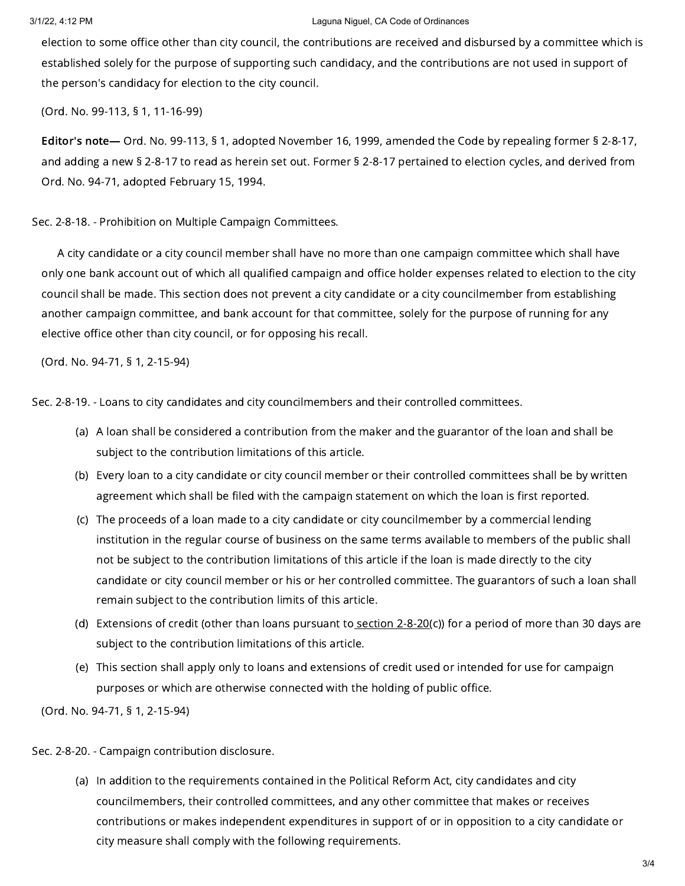election to some office other than city council, the contributions are received and disbursed by a committee which is established solely for the purpose of supporting such candidacy, and the contributions are not used in support of the person's candidacy for election to the city council.

(Ord. No. 99-113, § 1, 11-16-99)

**Editor's note—** Ord. No. 99-113, § 1, adopted November 16, 1999, amended the Code by repealing former § 2-8-17, and adding a new § 2-8-17 to read as herein set out. Former § 2-8-17 pertained to election cycles, and derived from Ord. No. 94-71, adopted February 15, 1994.

## Sec. 2-8-18. - Prohibition on Multiple Campaign Committees.

A city candidate or a city council member shall have no more than one campaign committee which shall have only one bank account out of which all qualified campaign and office holder expenses related to election to the city council shall be made. This section does not prevent a city candidate or a city councilmember from establishing another campaign committee, and bank account for that committee, solely for the purpose of running for any elective office other than city council, or for opposing his recall.

(Ord. No. 94-71, § 1, 2-15-94)

## Sec. 2-8-19. - Loans to city candidates and city councilmembers and their controlled committees.

(a) A loan shall be considered a contribution from the maker and the guarantor of the loan and shall be subject to the contribution limitations of this article.

(b) Every loan to a city candidate or city council member or their controlled committees shall be by written agreement which shall be filed with the campaign statement on which the loan is first reported.

(c) The proceeds of a loan made to a city candidate or city councilmember by a commercial lending institution in the regular course of business on the same terms available to members of the public shall not be subject to the contribution limitations of this article if the loan is made directly to the city candidate or city council member or his or her controlled committee. The guarantors of such a loan shall remain subject to the contribution limits of this article.

(d) Extensions of credit (other than loans pursuant to section 2-8-20(c)) for a period of more than 30 days are subject to the contribution limitations of this article.

(e) This section shall apply only to loans and extensions of credit used or intended for use for campaign purposes or which are otherwise connected with the holding of public office.

(Ord. No. 94-71, § 1, 2-15-94)

## Sec. 2-8-20. - Campaign contribution disclosure.

(a) In addition to the requirements contained in the Political Reform Act, city candidates and city councilmembers, their controlled committees, and any other committee that makes or receives contributions or makes independent expenditures in support of or in opposition to a city candidate or city measure shall comply with the following requirements.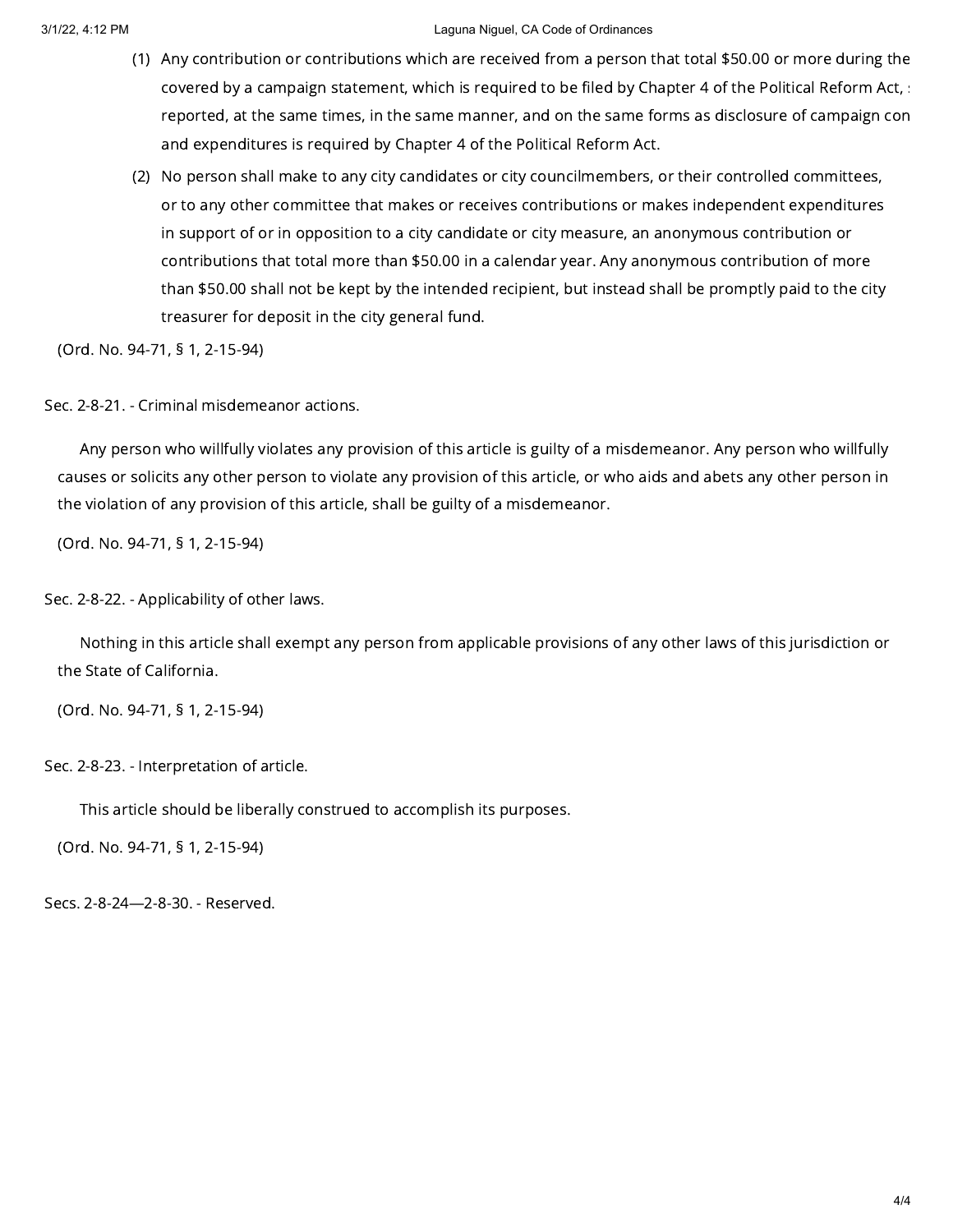(1) Any contribution or contributions which are received from a person that total $50.00 or more during the covered by a campaign statement, which is required to be filed by Chapter 4 of the Political Reform Act, reported, at the same times, in the same manner, and on the same forms as disclosure of campaign con and expenditures is required by Chapter 4 of the Political Reform Act.

(2) No person shall make to any city candidates or city councilmembers, or their controlled committees, or to any other committee that makes or receives contributions or makes independent expenditures in support of or in opposition to a city candidate or city measure, an anonymous contribution or contributions that total more than $50.00 in a calendar year. Any anonymous contribution of more than $50.00 shall not be kept by the intended recipient, but instead shall be promptly paid to the city treasurer for deposit in the city general fund.

(Ord. No. 94-71, § 1, 2-15-94)

Sec. 2-8-21. - Criminal misdemeanor actions.

Any person who willfully violates any provision of this article is guilty of a misdemeanor. Any person who willfully causes or solicits any other person to violate any provision of this article, or who aids and abets any other person in the violation of any provision of this article, shall be guilty of a misdemeanor.

(Ord. No. 94-71, § 1, 2-15-94)

Sec. 2-8-22. - Applicability of other laws.

Nothing in this article shall exempt any person from applicable provisions of any other laws of this jurisdiction or the State of California.

(Ord. No. 94-71, § 1, 2-15-94)

Sec. 2-8-23. - Interpretation of article.

This article should be liberally construed to accomplish its purposes.

(Ord. No. 94-71, § 1, 2-15-94)

Secs. 2-8-24—2-8-30. - Reserved.